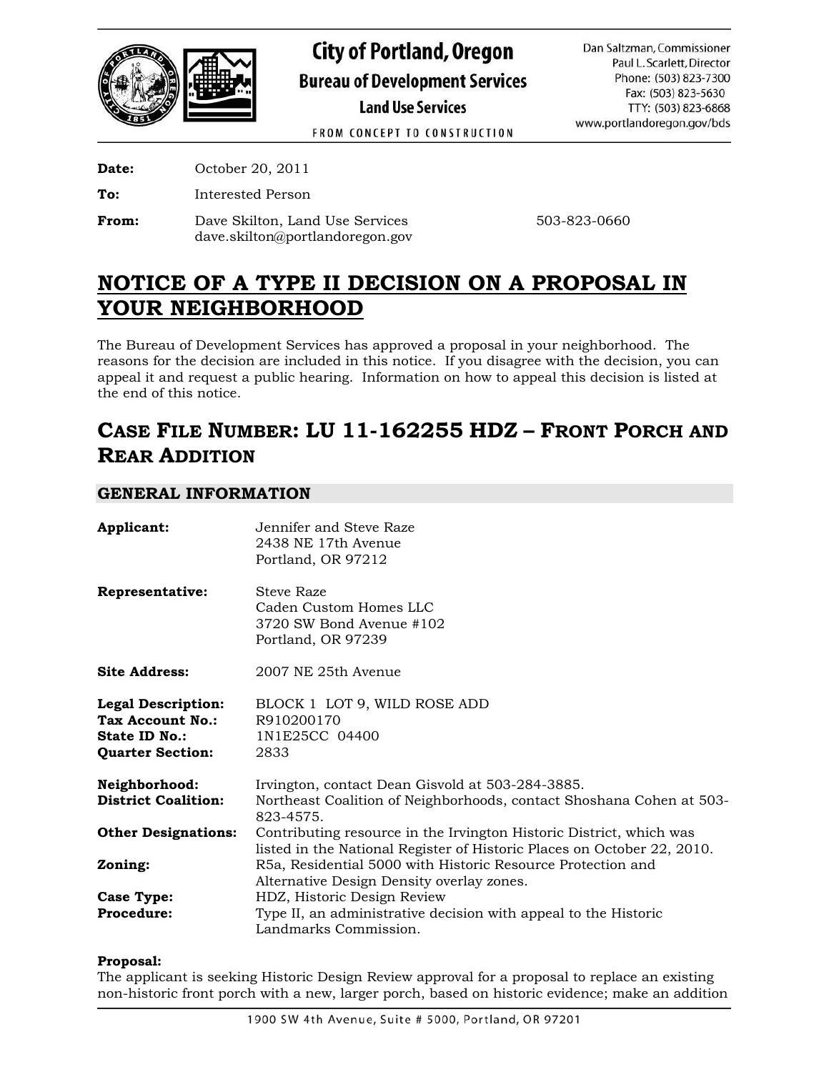# City of Portland, Oregon

**Bureau of Development Services**

**Land Use Services**

FROM CONCEPT TO CONSTRUCTION

Dan Saltzman, Commissioner
Paul L. Scarlett, Director
Phone: (503) 823-7300
Fax: (503) 823-5630
TTY: (503) 823-6868
www.portlandoregon.gov/bds

**Date:** October 20, 2011

**To:** Interested Person

**From:** Dave Skilton, Land Use Services 503-823-0660
dave.skilton@portlandoregon.gov

# NOTICE OF A TYPE II DECISION ON A PROPOSAL IN YOUR NEIGHBORHOOD

The Bureau of Development Services has approved a proposal in your neighborhood. The reasons for the decision are included in this notice. If you disagree with the decision, you can appeal it and request a public hearing. Information on how to appeal this decision is listed at the end of this notice.

## CASE FILE NUMBER: LU 11-162255 HDZ – FRONT PORCH AND REAR ADDITION

### GENERAL INFORMATION

**Applicant:** Jennifer and Steve Raze
2438 NE 17th Avenue
Portland, OR 97212

**Representative:** Steve Raze
Caden Custom Homes LLC
3720 SW Bond Avenue #102
Portland, OR 97239

**Site Address:** 2007 NE 25th Avenue

**Legal Description:** BLOCK 1 LOT 9, WILD ROSE ADD
**Tax Account No.:** R910200170
**State ID No.:** 1N1E25CC 04400
**Quarter Section:** 2833

**Neighborhood:** Irvington, contact Dean Gisvold at 503-284-3885.
**District Coalition:** Northeast Coalition of Neighborhoods, contact Shoshana Cohen at 503-823-4575.
**Other Designations:** Contributing resource in the Irvington Historic District, which was listed in the National Register of Historic Places on October 22, 2010.
**Zoning:** R5a, Residential 5000 with Historic Resource Protection and Alternative Design Density overlay zones.
**Case Type:** HDZ, Historic Design Review
**Procedure:** Type II, an administrative decision with appeal to the Historic Landmarks Commission.

**Proposal:**
The applicant is seeking Historic Design Review approval for a proposal to replace an existing non-historic front porch with a new, larger porch, based on historic evidence; make an addition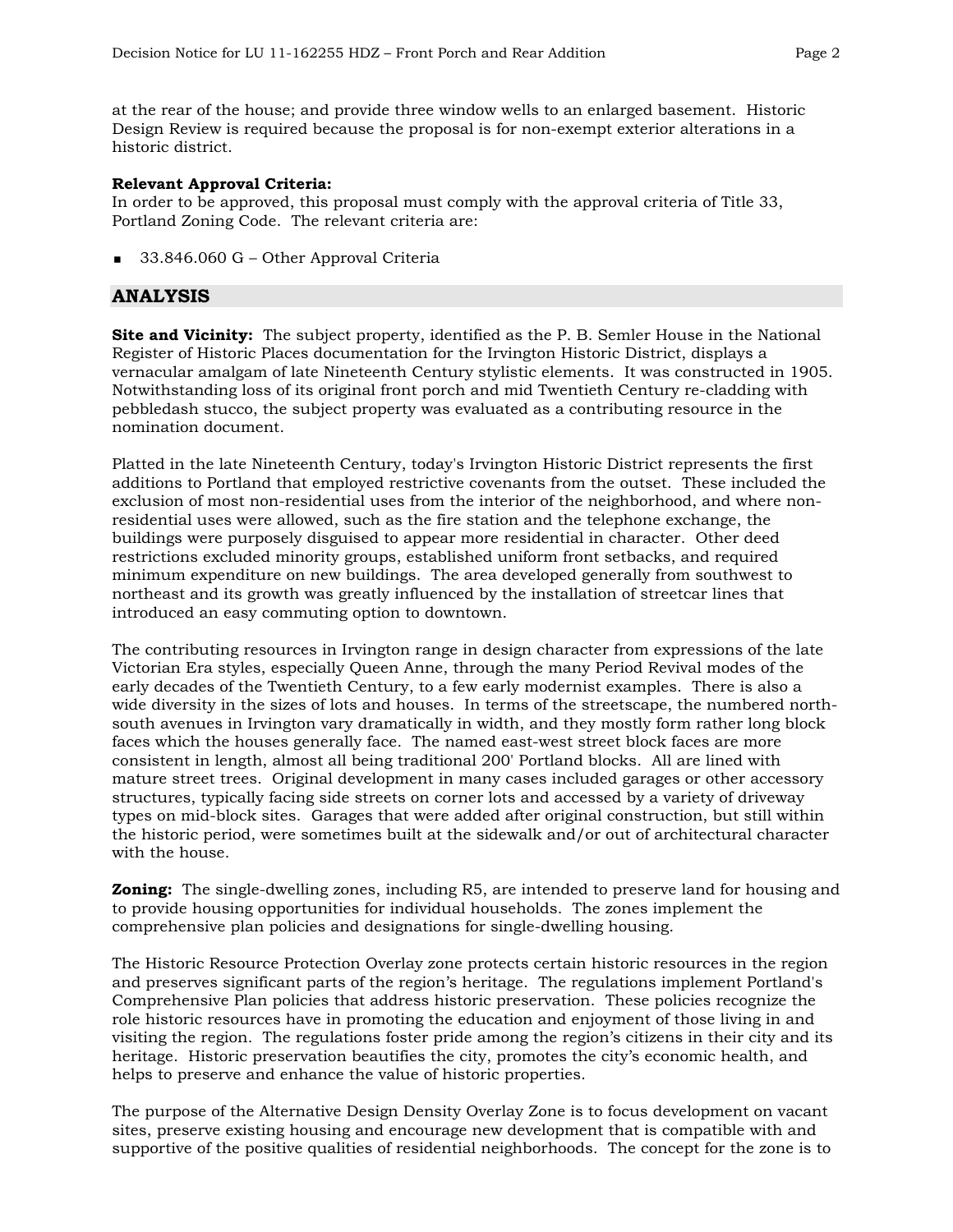at the rear of the house; and provide three window wells to an enlarged basement. Historic Design Review is required because the proposal is for non-exempt exterior alterations in a historic district.

**Relevant Approval Criteria:**
In order to be approved, this proposal must comply with the approval criteria of Title 33, Portland Zoning Code. The relevant criteria are:

- 33.846.060 G – Other Approval Criteria

## ANALYSIS

**Site and Vicinity:** The subject property, identified as the P. B. Semler House in the National Register of Historic Places documentation for the Irvington Historic District, displays a vernacular amalgam of late Nineteenth Century stylistic elements. It was constructed in 1905. Notwithstanding loss of its original front porch and mid Twentieth Century re-cladding with pebbledash stucco, the subject property was evaluated as a contributing resource in the nomination document.

Platted in the late Nineteenth Century, today's Irvington Historic District represents the first additions to Portland that employed restrictive covenants from the outset. These included the exclusion of most non-residential uses from the interior of the neighborhood, and where non-residential uses were allowed, such as the fire station and the telephone exchange, the buildings were purposely disguised to appear more residential in character. Other deed restrictions excluded minority groups, established uniform front setbacks, and required minimum expenditure on new buildings. The area developed generally from southwest to northeast and its growth was greatly influenced by the installation of streetcar lines that introduced an easy commuting option to downtown.

The contributing resources in Irvington range in design character from expressions of the late Victorian Era styles, especially Queen Anne, through the many Period Revival modes of the early decades of the Twentieth Century, to a few early modernist examples. There is also a wide diversity in the sizes of lots and houses. In terms of the streetscape, the numbered north-south avenues in Irvington vary dramatically in width, and they mostly form rather long block faces which the houses generally face. The named east-west street block faces are more consistent in length, almost all being traditional 200' Portland blocks. All are lined with mature street trees. Original development in many cases included garages or other accessory structures, typically facing side streets on corner lots and accessed by a variety of driveway types on mid-block sites. Garages that were added after original construction, but still within the historic period, were sometimes built at the sidewalk and/or out of architectural character with the house.

**Zoning:** The single-dwelling zones, including R5, are intended to preserve land for housing and to provide housing opportunities for individual households. The zones implement the comprehensive plan policies and designations for single-dwelling housing.

The Historic Resource Protection Overlay zone protects certain historic resources in the region and preserves significant parts of the region's heritage. The regulations implement Portland's Comprehensive Plan policies that address historic preservation. These policies recognize the role historic resources have in promoting the education and enjoyment of those living in and visiting the region. The regulations foster pride among the region's citizens in their city and its heritage. Historic preservation beautifies the city, promotes the city's economic health, and helps to preserve and enhance the value of historic properties.

The purpose of the Alternative Design Density Overlay Zone is to focus development on vacant sites, preserve existing housing and encourage new development that is compatible with and supportive of the positive qualities of residential neighborhoods. The concept for the zone is to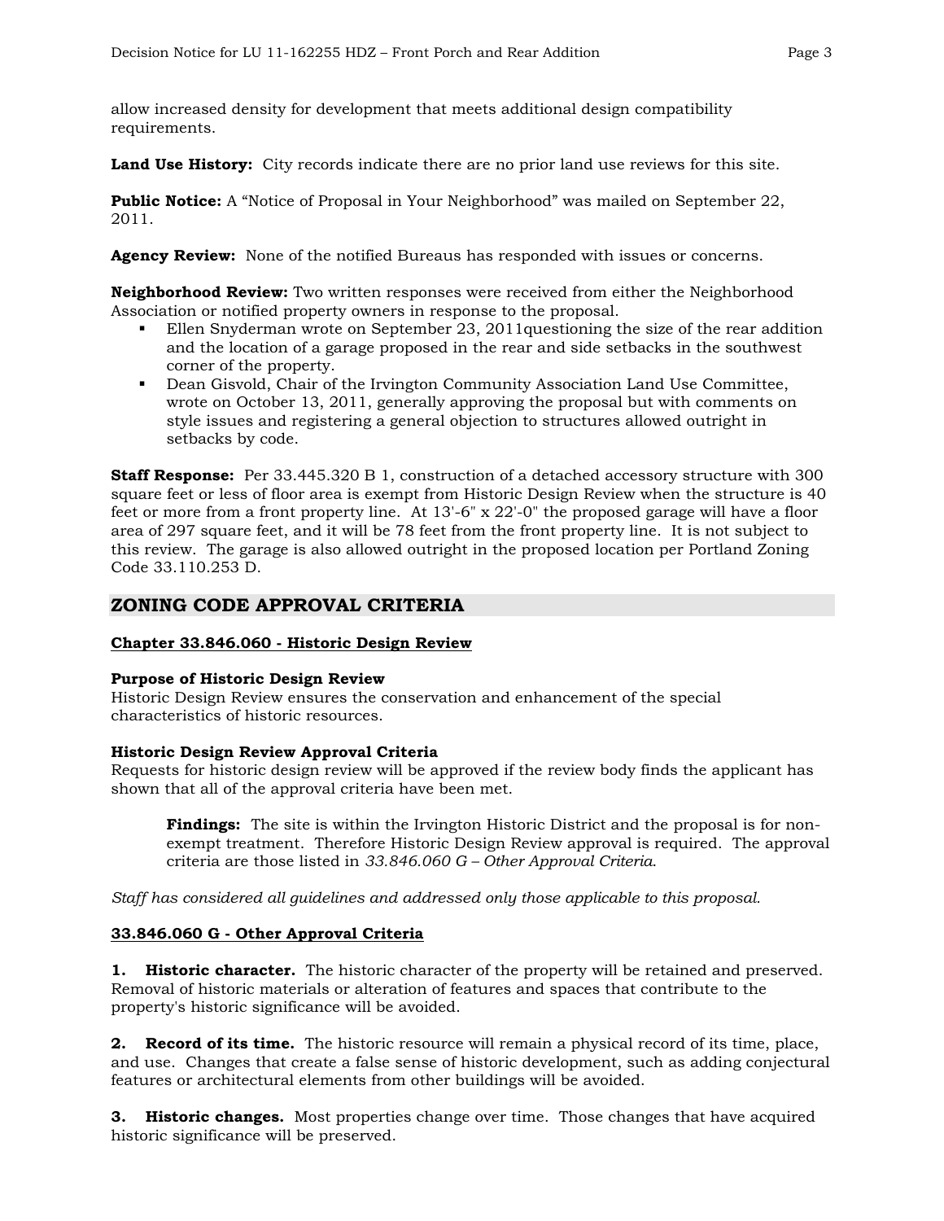allow increased density for development that meets additional design compatibility requirements.

**Land Use History:** City records indicate there are no prior land use reviews for this site.

**Public Notice:** A "Notice of Proposal in Your Neighborhood" was mailed on September 22, 2011.

**Agency Review:** None of the notified Bureaus has responded with issues or concerns.

**Neighborhood Review:** Two written responses were received from either the Neighborhood Association or notified property owners in response to the proposal.

- Ellen Snyderman wrote on September 23, 2011questioning the size of the rear addition and the location of a garage proposed in the rear and side setbacks in the southwest corner of the property.
- Dean Gisvold, Chair of the Irvington Community Association Land Use Committee, wrote on October 13, 2011, generally approving the proposal but with comments on style issues and registering a general objection to structures allowed outright in setbacks by code.

**Staff Response:** Per 33.445.320 B 1, construction of a detached accessory structure with 300 square feet or less of floor area is exempt from Historic Design Review when the structure is 40 feet or more from a front property line. At 13'-6" x 22'-0" the proposed garage will have a floor area of 297 square feet, and it will be 78 feet from the front property line. It is not subject to this review. The garage is also allowed outright in the proposed location per Portland Zoning Code 33.110.253 D.

## ZONING CODE APPROVAL CRITERIA

**Chapter 33.846.060 - Historic Design Review**

**Purpose of Historic Design Review**
Historic Design Review ensures the conservation and enhancement of the special characteristics of historic resources.

**Historic Design Review Approval Criteria**
Requests for historic design review will be approved if the review body finds the applicant has shown that all of the approval criteria have been met.

> **Findings:** The site is within the Irvington Historic District and the proposal is for non-exempt treatment. Therefore Historic Design Review approval is required. The approval criteria are those listed in *33.846.060 G – Other Approval Criteria*.

*Staff has considered all guidelines and addressed only those applicable to this proposal.*

**33.846.060 G - Other Approval Criteria**

**1. Historic character.** The historic character of the property will be retained and preserved. Removal of historic materials or alteration of features and spaces that contribute to the property's historic significance will be avoided.

**2. Record of its time.** The historic resource will remain a physical record of its time, place, and use. Changes that create a false sense of historic development, such as adding conjectural features or architectural elements from other buildings will be avoided.

**3. Historic changes.** Most properties change over time. Those changes that have acquired historic significance will be preserved.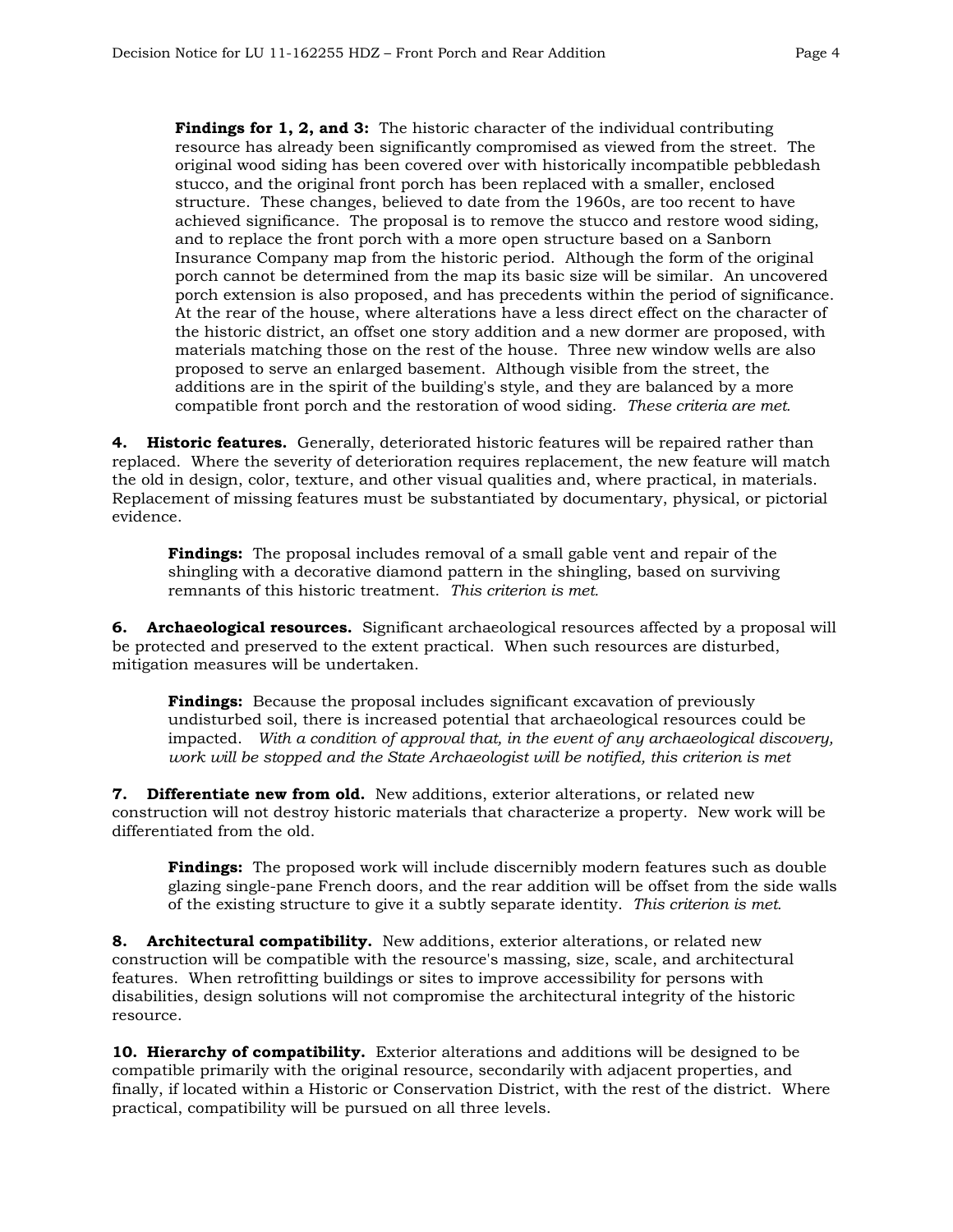**Findings for 1, 2, and 3:** The historic character of the individual contributing resource has already been significantly compromised as viewed from the street. The original wood siding has been covered over with historically incompatible pebbledash stucco, and the original front porch has been replaced with a smaller, enclosed structure. These changes, believed to date from the 1960s, are too recent to have achieved significance. The proposal is to remove the stucco and restore wood siding, and to replace the front porch with a more open structure based on a Sanborn Insurance Company map from the historic period. Although the form of the original porch cannot be determined from the map its basic size will be similar. An uncovered porch extension is also proposed, and has precedents within the period of significance. At the rear of the house, where alterations have a less direct effect on the character of the historic district, an offset one story addition and a new dormer are proposed, with materials matching those on the rest of the house. Three new window wells are also proposed to serve an enlarged basement. Although visible from the street, the additions are in the spirit of the building's style, and they are balanced by a more compatible front porch and the restoration of wood siding. *These criteria are met.*

**4. Historic features.** Generally, deteriorated historic features will be repaired rather than replaced. Where the severity of deterioration requires replacement, the new feature will match the old in design, color, texture, and other visual qualities and, where practical, in materials. Replacement of missing features must be substantiated by documentary, physical, or pictorial evidence.

**Findings:** The proposal includes removal of a small gable vent and repair of the shingling with a decorative diamond pattern in the shingling, based on surviving remnants of this historic treatment. *This criterion is met.*

**6. Archaeological resources.** Significant archaeological resources affected by a proposal will be protected and preserved to the extent practical. When such resources are disturbed, mitigation measures will be undertaken.

**Findings:** Because the proposal includes significant excavation of previously undisturbed soil, there is increased potential that archaeological resources could be impacted. *With a condition of approval that, in the event of any archaeological discovery, work will be stopped and the State Archaeologist will be notified, this criterion is met*

**7. Differentiate new from old.** New additions, exterior alterations, or related new construction will not destroy historic materials that characterize a property. New work will be differentiated from the old.

**Findings:** The proposed work will include discernibly modern features such as double glazing single-pane French doors, and the rear addition will be offset from the side walls of the existing structure to give it a subtly separate identity. *This criterion is met.*

**8. Architectural compatibility.** New additions, exterior alterations, or related new construction will be compatible with the resource's massing, size, scale, and architectural features. When retrofitting buildings or sites to improve accessibility for persons with disabilities, design solutions will not compromise the architectural integrity of the historic resource.

**10. Hierarchy of compatibility.** Exterior alterations and additions will be designed to be compatible primarily with the original resource, secondarily with adjacent properties, and finally, if located within a Historic or Conservation District, with the rest of the district. Where practical, compatibility will be pursued on all three levels.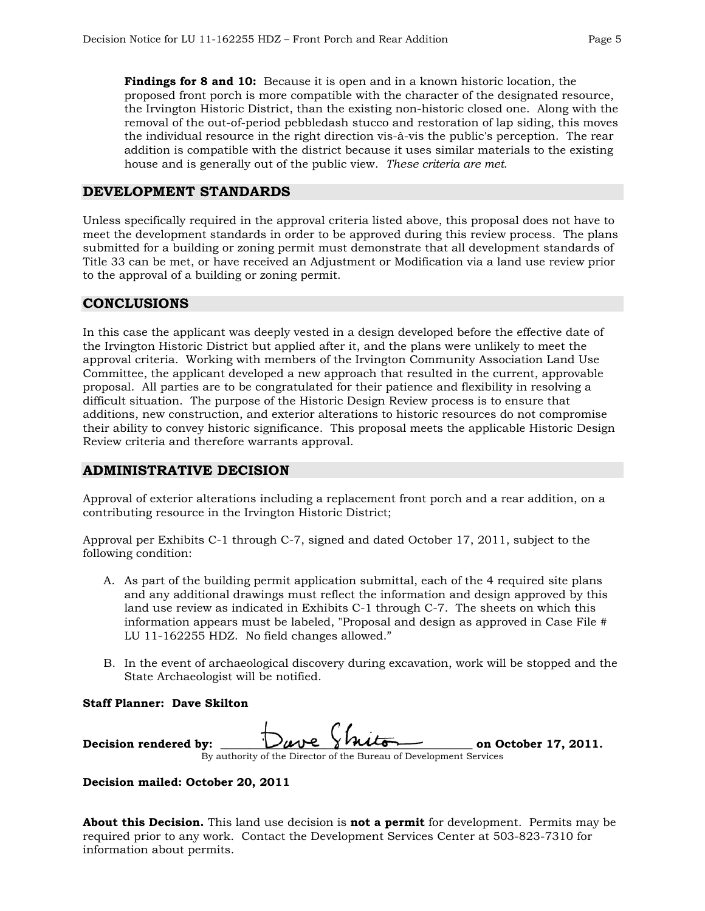**Findings for 8 and 10:** Because it is open and in a known historic location, the proposed front porch is more compatible with the character of the designated resource, the Irvington Historic District, than the existing non-historic closed one. Along with the removal of the out-of-period pebbledash stucco and restoration of lap siding, this moves the individual resource in the right direction vis-à-vis the public's perception. The rear addition is compatible with the district because it uses similar materials to the existing house and is generally out of the public view. *These criteria are met.*

## DEVELOPMENT STANDARDS

Unless specifically required in the approval criteria listed above, this proposal does not have to meet the development standards in order to be approved during this review process. The plans submitted for a building or zoning permit must demonstrate that all development standards of Title 33 can be met, or have received an Adjustment or Modification via a land use review prior to the approval of a building or zoning permit.

## CONCLUSIONS

In this case the applicant was deeply vested in a design developed before the effective date of the Irvington Historic District but applied after it, and the plans were unlikely to meet the approval criteria. Working with members of the Irvington Community Association Land Use Committee, the applicant developed a new approach that resulted in the current, approvable proposal. All parties are to be congratulated for their patience and flexibility in resolving a difficult situation. The purpose of the Historic Design Review process is to ensure that additions, new construction, and exterior alterations to historic resources do not compromise their ability to convey historic significance. This proposal meets the applicable Historic Design Review criteria and therefore warrants approval.

## ADMINISTRATIVE DECISION

Approval of exterior alterations including a replacement front porch and a rear addition, on a contributing resource in the Irvington Historic District;

Approval per Exhibits C-1 through C-7, signed and dated October 17, 2011, subject to the following condition:

A. As part of the building permit application submittal, each of the 4 required site plans and any additional drawings must reflect the information and design approved by this land use review as indicated in Exhibits C-1 through C-7. The sheets on which this information appears must be labeled, "Proposal and design as approved in Case File # LU 11-162255 HDZ. No field changes allowed."

B. In the event of archaeological discovery during excavation, work will be stopped and the State Archaeologist will be notified.

**Staff Planner: Dave Skilton**

**Decision rendered by:** Dave Skilton **on October 17, 2011.**
By authority of the Director of the Bureau of Development Services

**Decision mailed: October 20, 2011**

**About this Decision.** This land use decision is **not a permit** for development. Permits may be required prior to any work. Contact the Development Services Center at 503-823-7310 for information about permits.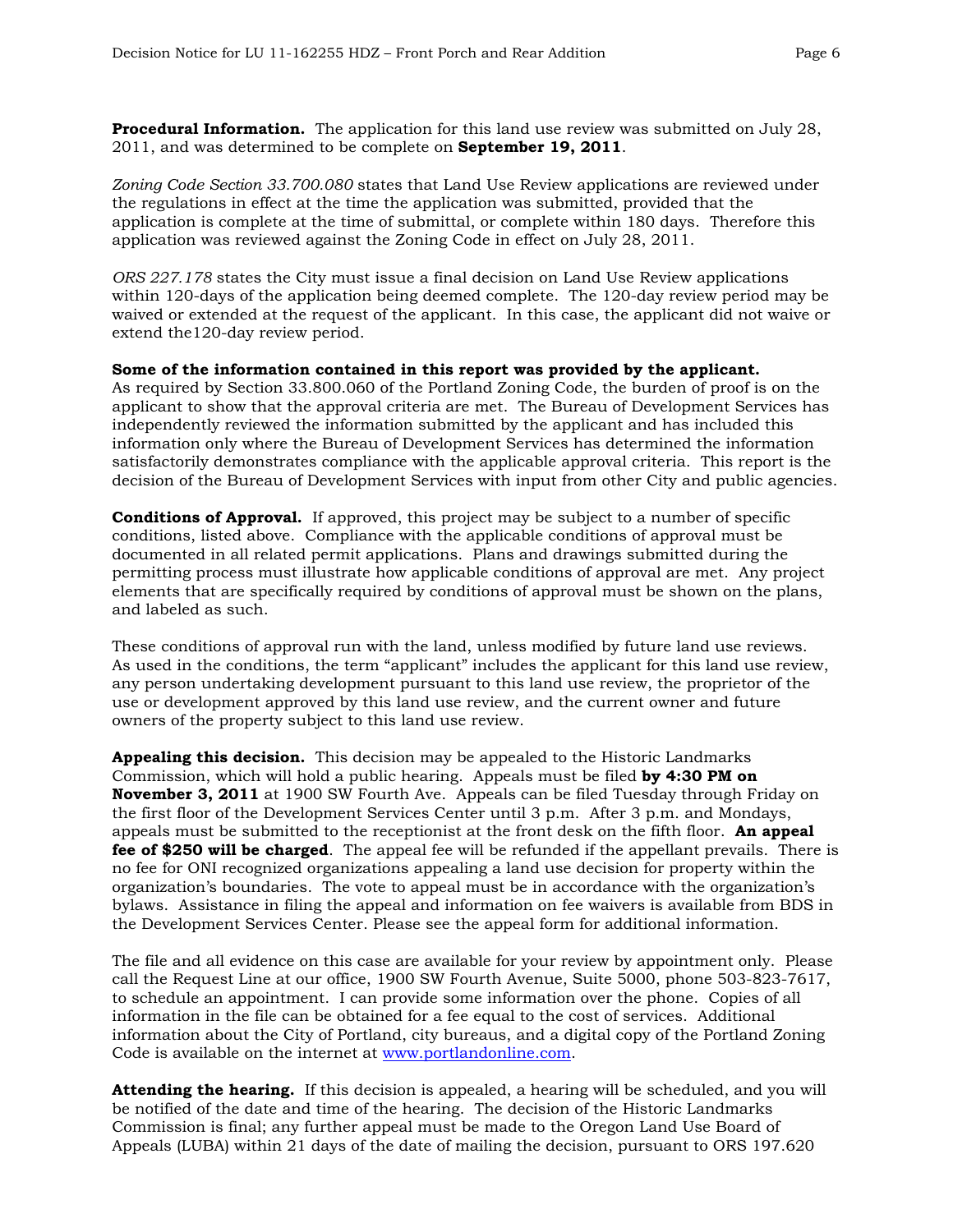**Procedural Information.** The application for this land use review was submitted on July 28, 2011, and was determined to be complete on **September 19, 2011**.

*Zoning Code Section 33.700.080* states that Land Use Review applications are reviewed under the regulations in effect at the time the application was submitted, provided that the application is complete at the time of submittal, or complete within 180 days. Therefore this application was reviewed against the Zoning Code in effect on July 28, 2011.

*ORS 227.178* states the City must issue a final decision on Land Use Review applications within 120-days of the application being deemed complete. The 120-day review period may be waived or extended at the request of the applicant. In this case, the applicant did not waive or extend the120-day review period.

**Some of the information contained in this report was provided by the applicant.** As required by Section 33.800.060 of the Portland Zoning Code, the burden of proof is on the applicant to show that the approval criteria are met. The Bureau of Development Services has independently reviewed the information submitted by the applicant and has included this information only where the Bureau of Development Services has determined the information satisfactorily demonstrates compliance with the applicable approval criteria. This report is the decision of the Bureau of Development Services with input from other City and public agencies.

**Conditions of Approval.** If approved, this project may be subject to a number of specific conditions, listed above. Compliance with the applicable conditions of approval must be documented in all related permit applications. Plans and drawings submitted during the permitting process must illustrate how applicable conditions of approval are met. Any project elements that are specifically required by conditions of approval must be shown on the plans, and labeled as such.

These conditions of approval run with the land, unless modified by future land use reviews. As used in the conditions, the term "applicant" includes the applicant for this land use review, any person undertaking development pursuant to this land use review, the proprietor of the use or development approved by this land use review, and the current owner and future owners of the property subject to this land use review.

**Appealing this decision.** This decision may be appealed to the Historic Landmarks Commission, which will hold a public hearing. Appeals must be filed **by 4:30 PM on November 3, 2011** at 1900 SW Fourth Ave. Appeals can be filed Tuesday through Friday on the first floor of the Development Services Center until 3 p.m. After 3 p.m. and Mondays, appeals must be submitted to the receptionist at the front desk on the fifth floor. **An appeal fee of $250 will be charged**. The appeal fee will be refunded if the appellant prevails. There is no fee for ONI recognized organizations appealing a land use decision for property within the organization's boundaries. The vote to appeal must be in accordance with the organization's bylaws. Assistance in filing the appeal and information on fee waivers is available from BDS in the Development Services Center. Please see the appeal form for additional information.

The file and all evidence on this case are available for your review by appointment only. Please call the Request Line at our office, 1900 SW Fourth Avenue, Suite 5000, phone 503-823-7617, to schedule an appointment. I can provide some information over the phone. Copies of all information in the file can be obtained for a fee equal to the cost of services. Additional information about the City of Portland, city bureaus, and a digital copy of the Portland Zoning Code is available on the internet at www.portlandonline.com.

**Attending the hearing.** If this decision is appealed, a hearing will be scheduled, and you will be notified of the date and time of the hearing. The decision of the Historic Landmarks Commission is final; any further appeal must be made to the Oregon Land Use Board of Appeals (LUBA) within 21 days of the date of mailing the decision, pursuant to ORS 197.620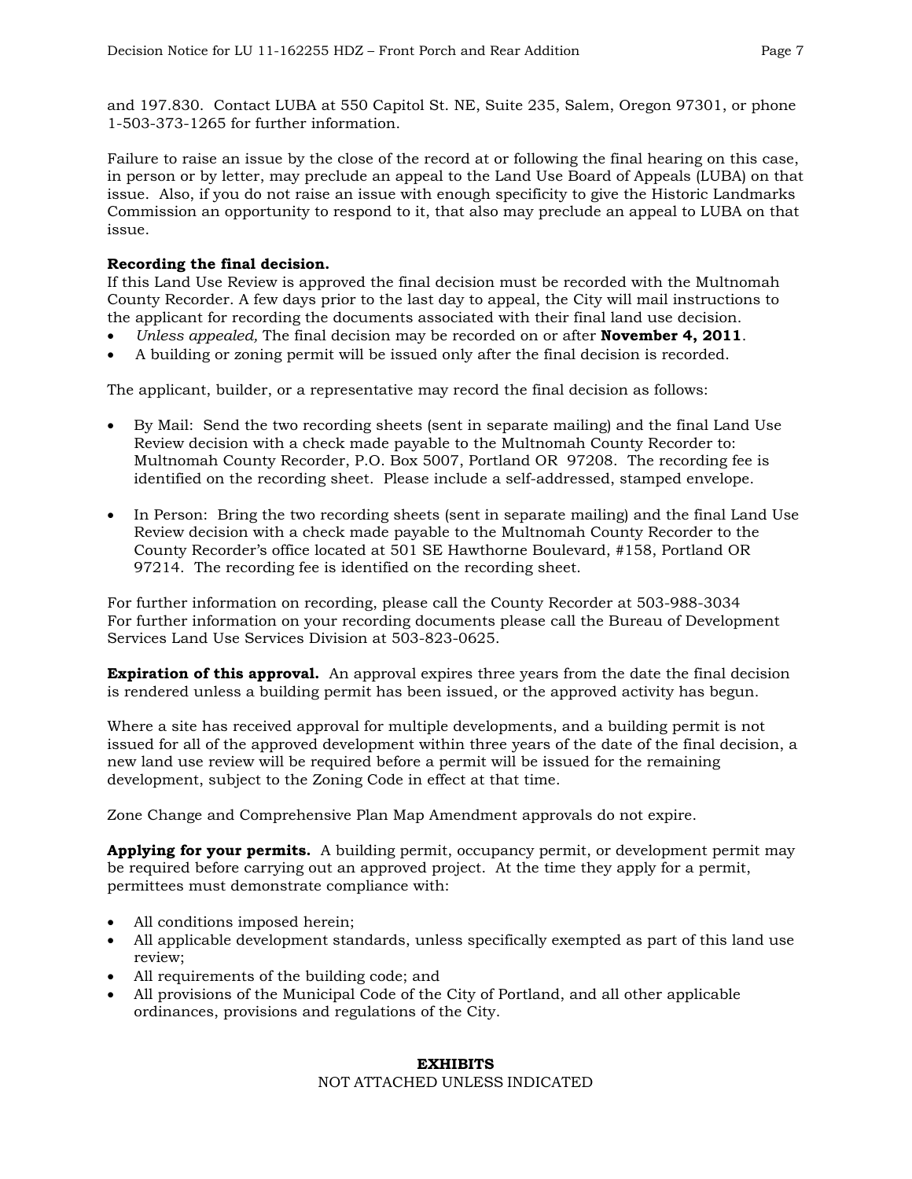and 197.830. Contact LUBA at 550 Capitol St. NE, Suite 235, Salem, Oregon 97301, or phone 1-503-373-1265 for further information.

Failure to raise an issue by the close of the record at or following the final hearing on this case, in person or by letter, may preclude an appeal to the Land Use Board of Appeals (LUBA) on that issue. Also, if you do not raise an issue with enough specificity to give the Historic Landmarks Commission an opportunity to respond to it, that also may preclude an appeal to LUBA on that issue.

**Recording the final decision.**
If this Land Use Review is approved the final decision must be recorded with the Multnomah County Recorder. A few days prior to the last day to appeal, the City will mail instructions to the applicant for recording the documents associated with their final land use decision.

- *Unless appealed,* The final decision may be recorded on or after **November 4, 2011**.
- A building or zoning permit will be issued only after the final decision is recorded.

The applicant, builder, or a representative may record the final decision as follows:

- By Mail: Send the two recording sheets (sent in separate mailing) and the final Land Use Review decision with a check made payable to the Multnomah County Recorder to: Multnomah County Recorder, P.O. Box 5007, Portland OR 97208. The recording fee is identified on the recording sheet. Please include a self-addressed, stamped envelope.

- In Person: Bring the two recording sheets (sent in separate mailing) and the final Land Use Review decision with a check made payable to the Multnomah County Recorder to the County Recorder's office located at 501 SE Hawthorne Boulevard, #158, Portland OR 97214. The recording fee is identified on the recording sheet.

For further information on recording, please call the County Recorder at 503-988-3034
For further information on your recording documents please call the Bureau of Development Services Land Use Services Division at 503-823-0625.

**Expiration of this approval.** An approval expires three years from the date the final decision is rendered unless a building permit has been issued, or the approved activity has begun.

Where a site has received approval for multiple developments, and a building permit is not issued for all of the approved development within three years of the date of the final decision, a new land use review will be required before a permit will be issued for the remaining development, subject to the Zoning Code in effect at that time.

Zone Change and Comprehensive Plan Map Amendment approvals do not expire.

**Applying for your permits.** A building permit, occupancy permit, or development permit may be required before carrying out an approved project. At the time they apply for a permit, permittees must demonstrate compliance with:

- All conditions imposed herein;
- All applicable development standards, unless specifically exempted as part of this land use review;
- All requirements of the building code; and
- All provisions of the Municipal Code of the City of Portland, and all other applicable ordinances, provisions and regulations of the City.

**EXHIBITS**
NOT ATTACHED UNLESS INDICATED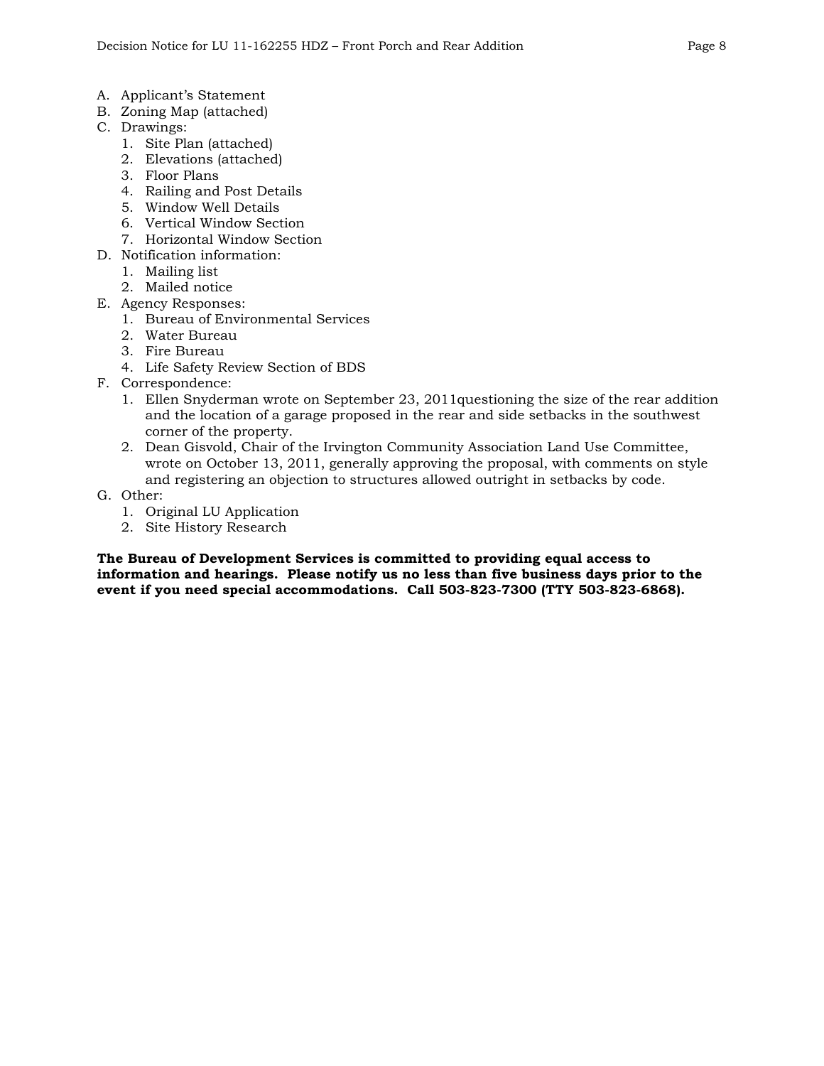A. Applicant's Statement
B. Zoning Map (attached)
C. Drawings:
   1. Site Plan (attached)
   2. Elevations (attached)
   3. Floor Plans
   4. Railing and Post Details
   5. Window Well Details
   6. Vertical Window Section
   7. Horizontal Window Section
D. Notification information:
   1. Mailing list
   2. Mailed notice
E. Agency Responses:
   1. Bureau of Environmental Services
   2. Water Bureau
   3. Fire Bureau
   4. Life Safety Review Section of BDS
F. Correspondence:
   1. Ellen Snyderman wrote on September 23, 2011questioning the size of the rear addition and the location of a garage proposed in the rear and side setbacks in the southwest corner of the property.
   2. Dean Gisvold, Chair of the Irvington Community Association Land Use Committee, wrote on October 13, 2011, generally approving the proposal, with comments on style and registering an objection to structures allowed outright in setbacks by code.
G. Other:
   1. Original LU Application
   2. Site History Research

**The Bureau of Development Services is committed to providing equal access to information and hearings. Please notify us no less than five business days prior to the event if you need special accommodations. Call 503-823-7300 (TTY 503-823-6868).**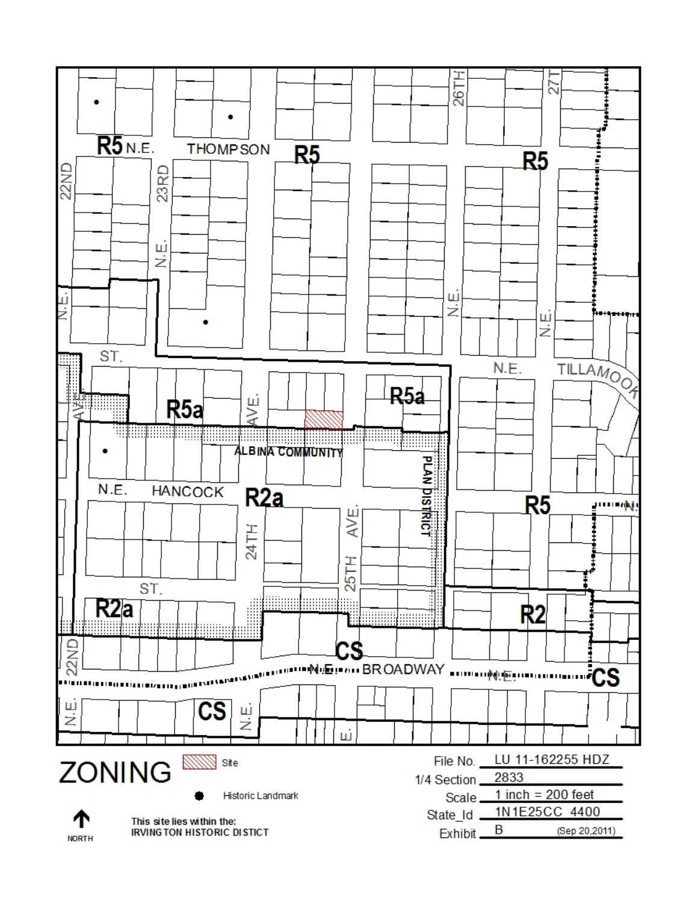# ZONING

Site

Historic Landmark

NORTH

This site lies within the:
IRVINGTON HISTORIC DISTICT

File No. LU 11-162255 HDZ

1/4 Section 2833

Scale 1 inch = 200 feet

State_Id 1N1E25CC 4400

Exhibit B (Sep 20,2011)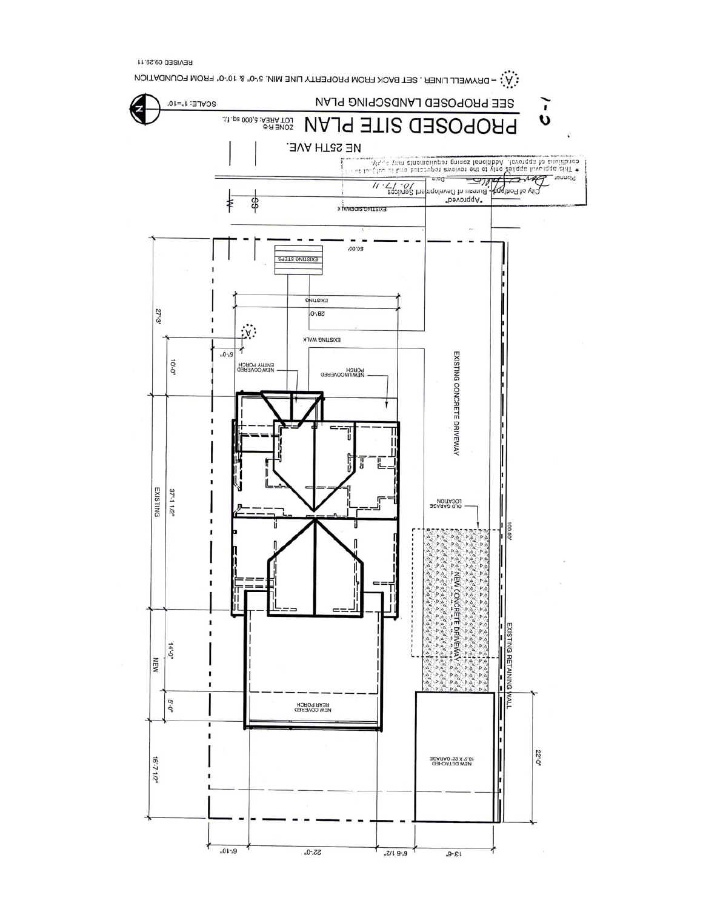# PROPOSED SITE PLAN

C-1

ZONE R-5
LOT AREA: 5,000 sq. ft.

SEE PROPOSED LANDSCPING PLAN

SCALE: 1"=10'

(A) = DRYWELL LINER . SET BACK FROM PROPERTY LINE MIN. 5'-0" & 10'-0" FROM FOUNDATION

REVISED 09.28.11

NE 25TH AVE.

City of Portland - Bureau of Development Services
"Approved"
Planner _______ Date 10.17.11
* This approval applies only to the reviews requested and is subject to all conditions of approval. Additional zoning requirements may apply.

EXISTING SIDEWALK

EXISTING STEPS

50.00'

EXISTING 28'-0"

EXISTING WALK

NEW COVERED ENTRY PORCH

NEW UNCOVERED PORCH

EXISTING CONCRETE DRIVEWAY

OLD GARAGE LOCATION

NEW CONCRETE DRIVEWAY

100.00'

EXISTING RETAINING WALL

NEW COVERED REAR PORCH

NEW DETACHED 13.5' X 22' GARAGE

27'-3"

10'-0"

5'-0"

37'-1 1/2" EXISTING

14'-0" NEW

5'-0"

16'-7 1/2"

22'-0"

6'-10"

22'-0"

6'-6 1/2"

13'-6"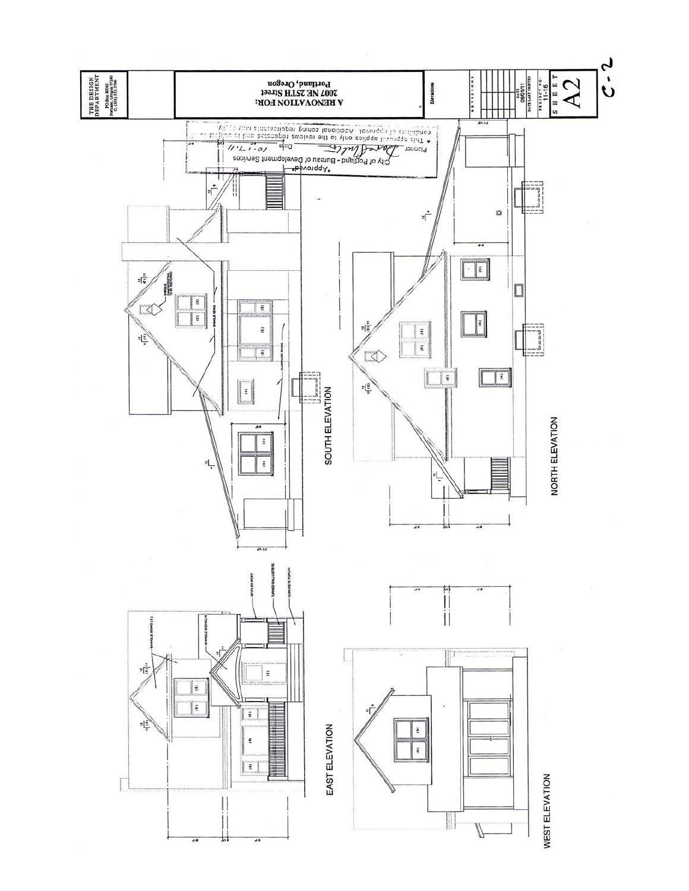THE DESIGN DEPARTMENT

PO Box 80565
Portland, Oregon 97280
O. (503) 332-5706

**A RENOVATION FOR:**
**2007 NE 25TH Street**
**Portland, Oregon**

Elevations

REVISIONS

DATE 09/01/11

DATE LAST PRINTED

PROJECT NO. 11-16

SHEET **A2**

C-2

*Approved*
City of Portland - Bureau of Development Services
Planner
Date 10-17-11
* This approval applies only to the reviews requested and is subject to all conditions of approval. Additional zoning requirements may apply.

SHINGLE SIDING (E)

SHINGLE SIDING (N)

BEVELED POST

TURNED BALLUSTERS

CONCRETE PORCH

SHINGLE SIDING

CLAPBOARD SIDING

EAST ELEVATION

SOUTH ELEVATION

WEST ELEVATION

NORTH ELEVATION